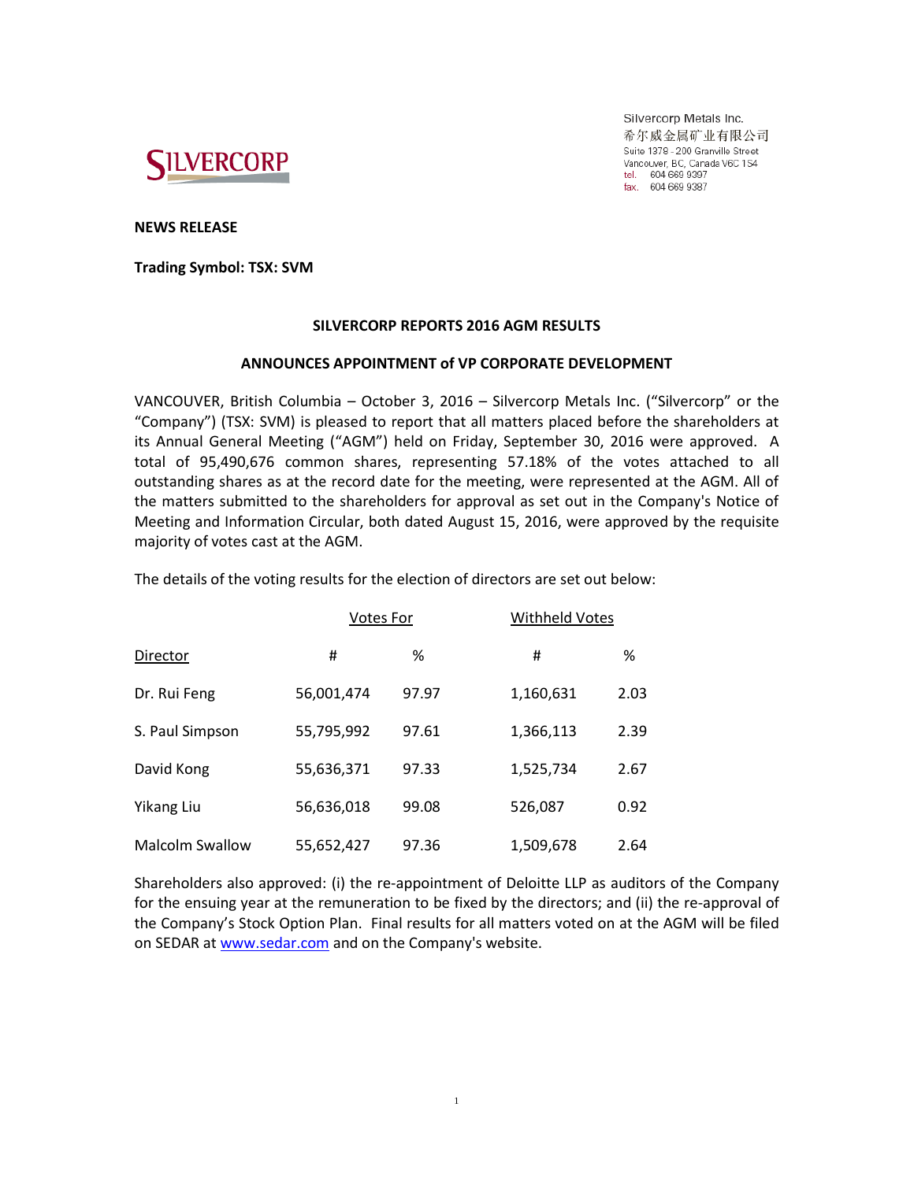Silvercorp Metals Inc.
希尔威金属矿业有限公司
Suite 1378 - 200 Granville Street
Vancouver, BC, Canada V6C 1S4
tel. 604 669 9397
fax. 604 669 9387

**NEWS RELEASE**

**Trading Symbol: TSX: SVM**

## SILVERCORP REPORTS 2016 AGM RESULTS

## ANNOUNCES APPOINTMENT of VP CORPORATE DEVELOPMENT

VANCOUVER, British Columbia – October 3, 2016 – Silvercorp Metals Inc. ("Silvercorp" or the "Company") (TSX: SVM) is pleased to report that all matters placed before the shareholders at its Annual General Meeting ("AGM") held on Friday, September 30, 2016 were approved. A total of 95,490,676 common shares, representing 57.18% of the votes attached to all outstanding shares as at the record date for the meeting, were represented at the AGM. All of the matters submitted to the shareholders for approval as set out in the Company's Notice of Meeting and Information Circular, both dated August 15, 2016, were approved by the requisite majority of votes cast at the AGM.

The details of the voting results for the election of directors are set out below:

| | Votes For | | Withheld Votes | |
|---|---|---|---|---|
| Director | # | % | # | % |
| Dr. Rui Feng | 56,001,474 | 97.97 | 1,160,631 | 2.03 |
| S. Paul Simpson | 55,795,992 | 97.61 | 1,366,113 | 2.39 |
| David Kong | 55,636,371 | 97.33 | 1,525,734 | 2.67 |
| Yikang Liu | 56,636,018 | 99.08 | 526,087 | 0.92 |
| Malcolm Swallow | 55,652,427 | 97.36 | 1,509,678 | 2.64 |

Shareholders also approved: (i) the re-appointment of Deloitte LLP as auditors of the Company for the ensuing year at the remuneration to be fixed by the directors; and (ii) the re-approval of the Company's Stock Option Plan. Final results for all matters voted on at the AGM will be filed on SEDAR at www.sedar.com and on the Company's website.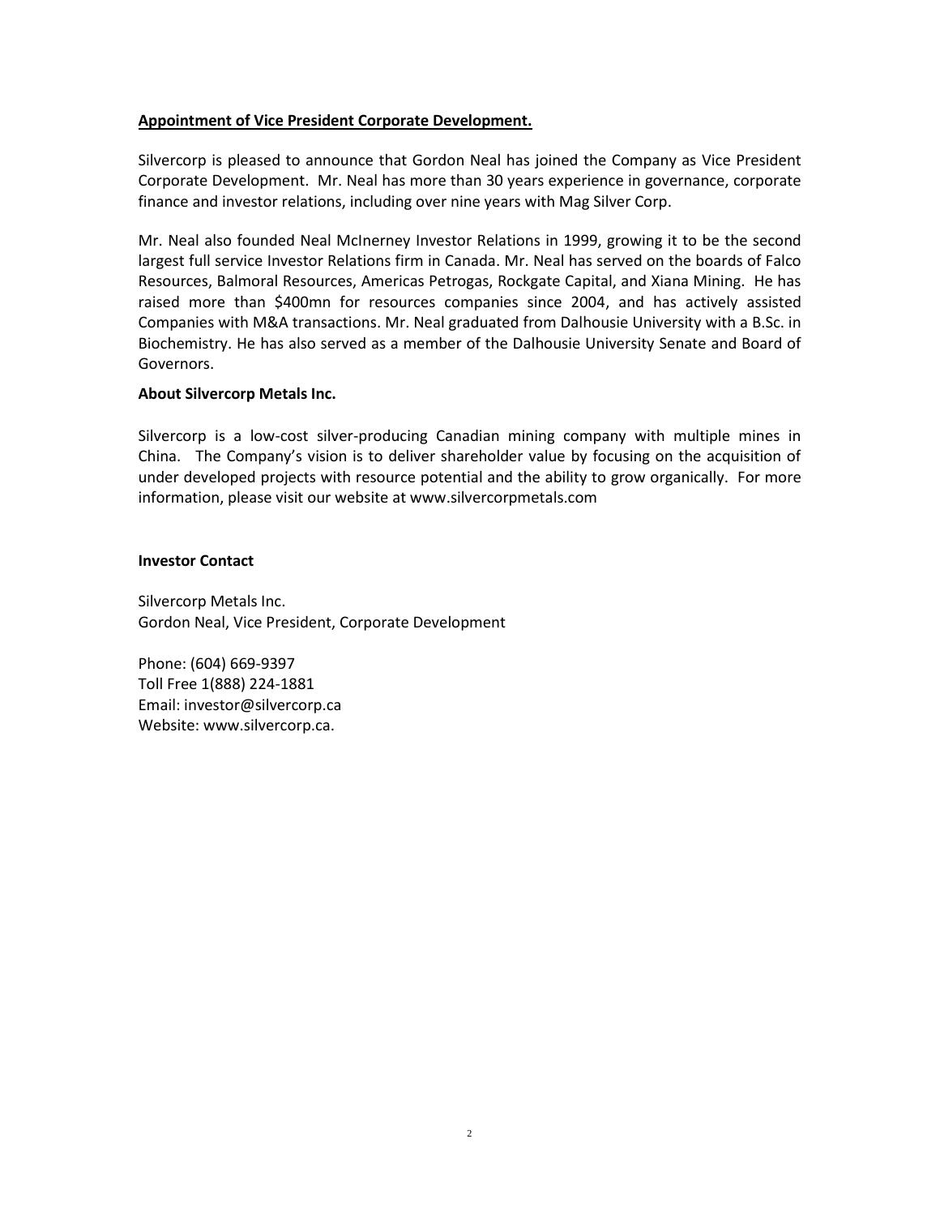**Appointment of Vice President Corporate Development.**

Silvercorp is pleased to announce that Gordon Neal has joined the Company as Vice President Corporate Development. Mr. Neal has more than 30 years experience in governance, corporate finance and investor relations, including over nine years with Mag Silver Corp.

Mr. Neal also founded Neal McInerney Investor Relations in 1999, growing it to be the second largest full service Investor Relations firm in Canada. Mr. Neal has served on the boards of Falco Resources, Balmoral Resources, Americas Petrogas, Rockgate Capital, and Xiana Mining. He has raised more than $400mn for resources companies since 2004, and has actively assisted Companies with M&A transactions. Mr. Neal graduated from Dalhousie University with a B.Sc. in Biochemistry. He has also served as a member of the Dalhousie University Senate and Board of Governors.

**About Silvercorp Metals Inc.**

Silvercorp is a low-cost silver-producing Canadian mining company with multiple mines in China. The Company's vision is to deliver shareholder value by focusing on the acquisition of under developed projects with resource potential and the ability to grow organically. For more information, please visit our website at www.silvercorpmetals.com

**Investor Contact**

Silvercorp Metals Inc.
Gordon Neal, Vice President, Corporate Development

Phone: (604) 669-9397
Toll Free 1(888) 224-1881
Email: investor@silvercorp.ca
Website: www.silvercorp.ca.